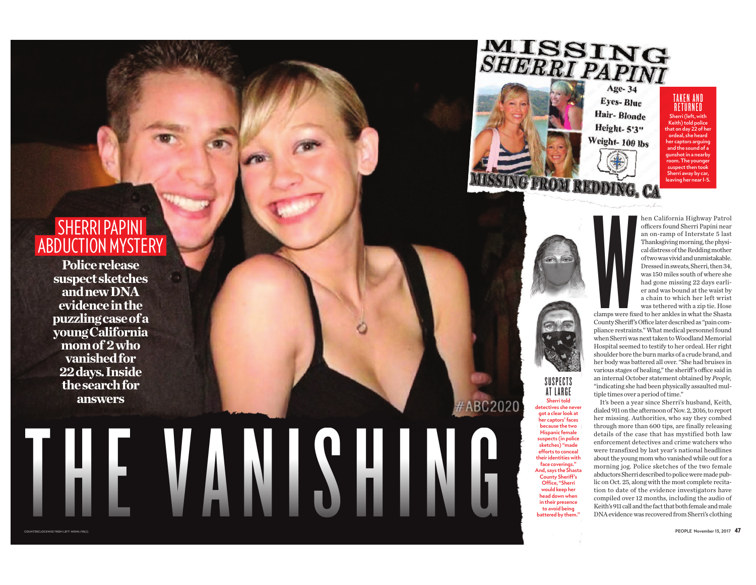# THE VANISHING

## SHERRI PAPINI ABDUCTION MYSTERY

**Police release suspect sketches and new DNA evidence in the puzzling case of a young California mom of 2 who vanished for 22 days. Inside the search for answers**

MISSING SHERRI PAPINI

Age- 34
Eyes- Blue
Hair- Blonde
Height- 5'3"
Weight- 100 lbs

MISSING FROM REDDING, CA

**TAKEN AND RETURNED**
Sherri (left, with Keith) told police that on day 22 of her ordeal, she heard her captors arguing and the sound of a gunshot in a nearby room. The younger suspect then took Sherri away by car, leaving her near I-5.

**SUSPECTS AT LARGE**
Sherri told detectives she never got a clear look at her captors' faces because the two Hispanic female suspects (in police sketches) "made efforts to conceal their identities with face coverings." And, says the Shasta County Sheriff's Office, "Sherri would keep her head down when in their presence to avoid being battered by them."

When California Highway Patrol officers found Sherri Papini near an on-ramp of Interstate 5 last Thanksgiving morning, the physical distress of the Redding mother of two was vivid and unmistakable. Dressed in sweats, Sherri, then 34, was 150 miles south of where she had gone missing 22 days earlier and was bound at the waist by a chain to which her left wrist was tethered with a zip tie. Hose clamps were fixed to her ankles in what the Shasta County Sheriff's Office later described as "pain compliance restraints." What medical personnel found when Sherri was next taken to Woodland Memorial Hospital seemed to testify to her ordeal. Her right shoulder bore the burn marks of a crude brand, and her body was battered all over. "She had bruises in various stages of healing," the sheriff's office said in an internal October statement obtained by *People,* "indicating she had been physically assaulted multiple times over a period of time."

It's been a year since Sherri's husband, Keith, dialed 911 on the afternoon of Nov. 2, 2016, to report her missing. Authorities, who say they combed through more than 600 tips, are finally releasing details of the case that has mystified both law enforcement detectives and crime watchers who were transfixed by last year's national headlines about the young mom who vanished while out for a morning jog. Police sketches of the two female abductors Sherri described to police were made public on Oct. 25, along with the most complete recitation to date of the evidence investigators have compiled over 12 months, including the audio of Keith's 911 call and the fact that both female and male DNA evidence was recovered from Sherri's clothing

COUNTERCLOCKWISE FROM LEFT: WENN; FBI(2)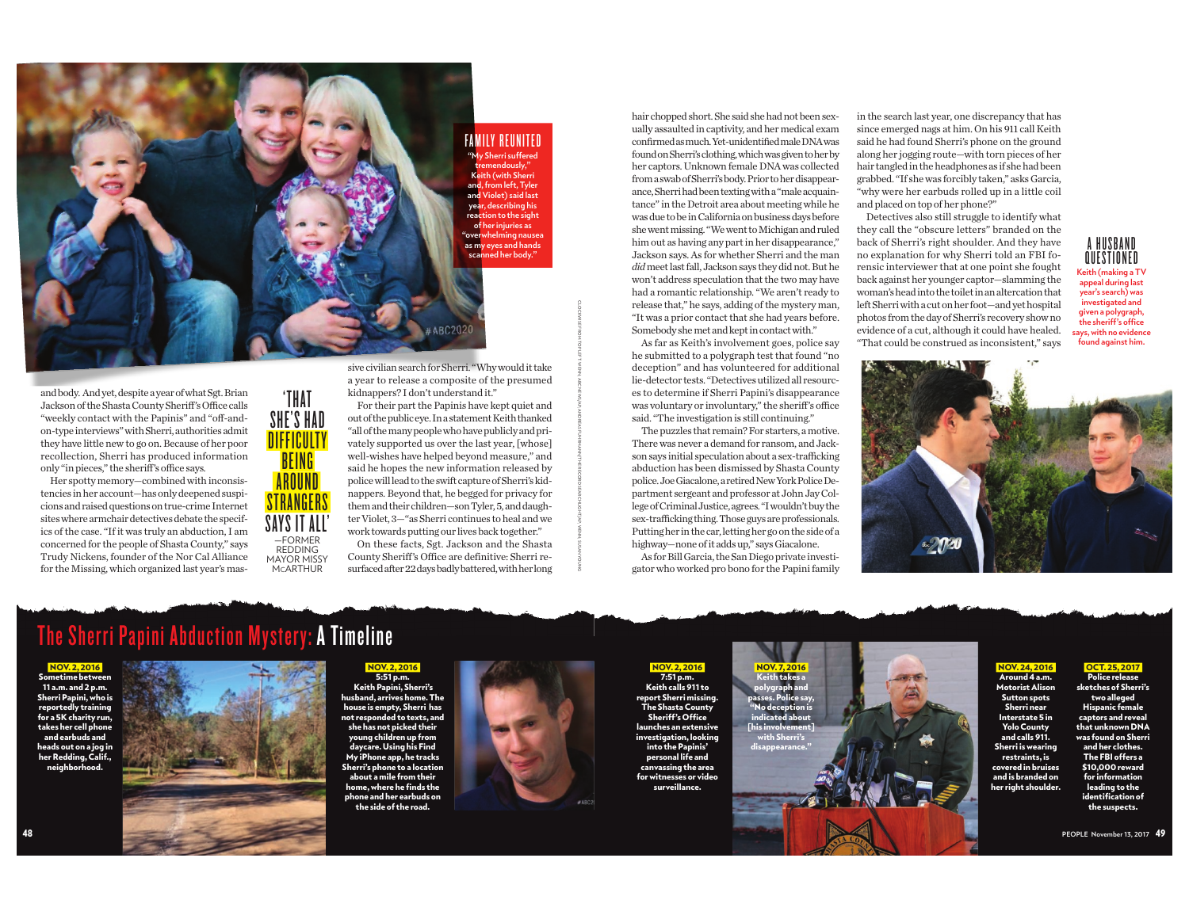## FAMILY REUNITED

"My Sherri suffered tremendously," Keith (with Sherri and, from left, Tyler and Violet) said last year, describing his reaction to the sight of her injuries as "overwhelming nausea as my eyes and hands scanned her body."

and body. And yet, despite a year of what Sgt. Brian Jackson of the Shasta County Sheriff's Office calls "weekly contact with the Papinis" and "off-and-on-type interviews" with Sherri, authorities admit they have little new to go on. Because of her poor recollection, Sherri has produced information only "in pieces," the sheriff's office says.

Her spotty memory—combined with inconsistencies in her account—has only deepened suspicions and raised questions on true-crime Internet sites where armchair detectives debate the specifics of the case. "If it was truly an abduction, I am concerned for the people of Shasta County," says Trudy Nickens, founder of the Nor Cal Alliance for the Missing, which organized last year's massive civilian search for Sherri. "Why would it take a year to release a composite of the presumed kidnappers? I don't understand it."

> 'THAT SHE'S HAD DIFFICULTY BEING AROUND STRANGERS SAYS IT ALL'
>
> —FORMER REDDING MAYOR MISSY MCARTHUR

For their part the Papinis have kept quiet and out of the public eye. In a statement Keith thanked "all of the many people who have publicly and privately supported us over the last year, [whose] well-wishes have helped beyond measure," and said he hopes the new information released by police will lead to the swift capture of Sherri's kidnappers. Beyond that, he begged for privacy for them and their children—son Tyler, 5, and daughter Violet, 3—"as Sherri continues to heal and we work towards putting our lives back together."

On these facts, Sgt. Jackson and the Shasta County Sheriff's Office are definitive: Sherri resurfaced after 22 days badly battered, with her long hair chopped short. She said she had not been sexually assaulted in captivity, and her medical exam confirmed as much. Yet unidentified male DNA was found on Sherri's clothing, which was given to her by her captors. Unknown female DNA was collected from a swab of Sherri's body. Prior to her disappearance, Sherri had been texting with a "male acquaintance" in the Detroit area about meeting while he was due to be in California on business days before she went missing. "We went to Michigan and ruled him out as having any part in her disappearance," Jackson says. As for whether Sherri and the man *did* meet last fall, Jackson says they did not. But he won't address speculation that the two may have had a romantic relationship. "We aren't ready to release that," he says, adding of the mystery man, "It was a prior contact that she had years before. Somebody she met and kept in contact with."

As far as Keith's involvement goes, police say he submitted to a polygraph test that found "no deception" and has volunteered for additional lie-detector tests. "Detectives utilized all resources to determine if Sherri Papini's disappearance was voluntary or involuntary," the sheriff's office said. "The investigation is still continuing."

The puzzles that remain? For starters, a motive. There was never a demand for ransom, and Jackson says initial speculation about a sex-trafficking abduction has been dismissed by Shasta County police. Joe Giacalone, a retired New York Police Department sergeant and professor at John Jay College of Criminal Justice, agrees. "I wouldn't buy the sex-trafficking thing. Those guys are professionals. Putting her in the car, letting her go on the side of a highway—none of it adds up," says Giacalone.

As for Bill Garcia, the San Diego private investigator who worked pro bono for the Papini family in the search last year, one discrepancy that has since emerged nags at him. On his 911 call Keith said he had found Sherri's phone on the ground along her jogging route—with torn pieces of her hair tangled in the headphones as if she had been grabbed. "If she was forcibly taken," asks Garcia, "why were her earbuds rolled up in a little coil and placed on top of her phone?"

Detectives also still struggle to identify what they call the "obscure letters" branded on the back of Sherri's right shoulder. And they have no explanation for why Sherri told an FBI forensic interviewer that at one point she fought back against her younger captor—slamming the woman's head into the toilet in an altercation that left Sherri with a cut on her foot—and yet hospital photos from the day of Sherri's recovery show no evidence of a cut, although it could have healed. "That could be construed as inconsistent," says

## A HUSBAND QUESTIONED

Keith (making a TV appeal during last year's search) was investigated and given a polygraph, the sheriff's office says, with no evidence found against him.

## The Sherri Papini Abduction Mystery: A Timeline

**NOV. 2, 2016**
Sometime between 11 a.m. and 2 p.m. Sherri Papini, who is reportedly training for a 5K charity run, takes her cell phone and earbuds and heads out on a jog in her Redding, Calif., neighborhood.

**NOV. 2, 2016**
5:51 p.m.
Keith Papini, Sherri's husband, arrives home. The house is empty, Sherri has not responded to texts, and she has not picked up their young children from daycare. Using his Find My iPhone app, he tracks Sherri's phone to a location about a mile from their home, where he finds the phone and her earbuds on the side of the road.

**NOV. 2, 2016**
7:51 p.m.
Keith calls 911 to report Sherri missing. The Shasta County Sheriff's Office launches an extensive investigation, looking into the Papinis' personal life and canvassing the area for witnesses or video surveillance.

**NOV. 7, 2016**
Keith takes a polygraph and passes. Police say, "No deception is indicated about [his involvement] with Sherri's disappearance."

**NOV. 24, 2016**
Around 4 a.m. Motorist Alison Sutton spots Sherri near Interstate 5 in Yolo County and calls 911. Sherri is wearing restraints, is covered in bruises and is branded on her right shoulder.

**OCT. 25, 2017**
Police release sketches of Sherri's two alleged Hispanic female captors and reveal that unknown DNA was found on Sherri and her clothes. The FBI offers a $10,000 reward for information leading to the identification of the suspects.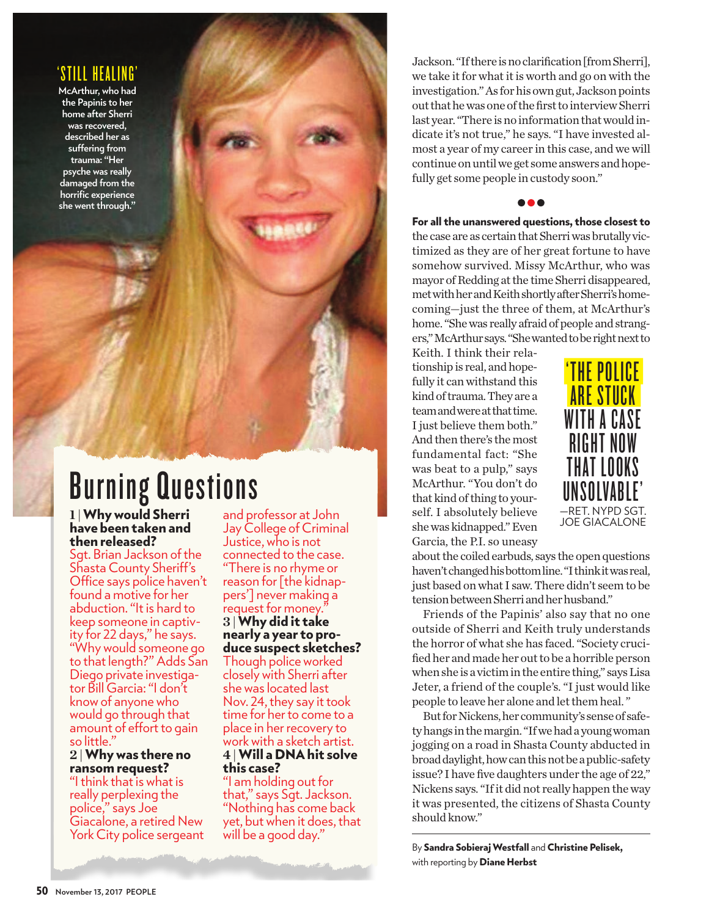**'STILL HEALING'**

McArthur, who had the Papinis to her home after Sherri was recovered, described her as suffering from trauma: "Her psyche was really damaged from the horrific experience she went through."

## Burning Questions

**1 | Why would Sherri have been taken and then released?**

Sgt. Brian Jackson of the Shasta County Sheriff's Office says police haven't found a motive for her abduction. "It is hard to keep someone in captivity for 22 days," he says. "Why would someone go to that length?" Adds San Diego private investigator Bill Garcia: "I don't know of anyone who would go through that amount of effort to gain so little."

**2 | Why was there no ransom request?**

"I think that is what is really perplexing the police," says Joe Giacalone, a retired New York City police sergeant and professor at John Jay College of Criminal Justice, who is not connected to the case. "There is no rhyme or reason for [the kidnappers'] never making a request for money."

**3 | Why did it take nearly a year to produce suspect sketches?**

Though police worked closely with Sherri after she was located last Nov. 24, they say it took time for her to come to a place in her recovery to work with a sketch artist.

**4 | Will a DNA hit solve this case?**

"I am holding out for that," says Sgt. Jackson. "Nothing has come back yet, but when it does, that will be a good day."

Jackson. "If there is no clarification [from Sherri], we take it for what it is worth and go on with the investigation." As for his own gut, Jackson points out that he was one of the first to interview Sherri last year. "There is no information that would indicate it's not true," he says. "I have invested almost a year of my career in this case, and we will continue on until we get some answers and hopefully get some people in custody soon."

**For all the unanswered questions, those closest to** the case are as certain that Sherri was brutally victimized as they are of her great fortune to have somehow survived. Missy McArthur, who was mayor of Redding at the time Sherri disappeared, met with her and Keith shortly after Sherri's homecoming—just the three of them, at McArthur's home. "She was really afraid of people and strangers," McArthur says. "She wanted to be right next to Keith. I think their relationship is real, and hopefully it can withstand this kind of trauma. They are a team and were at that time. I just believe them both." And then there's the most fundamental fact: "She was beat to a pulp," says McArthur. "You don't do that kind of thing to yourself. I absolutely believe she was kidnapped." Even Garcia, the P.I. so uneasy about the coiled earbuds, says the open questions haven't changed his bottom line. "I think it was real, just based on what I saw. There didn't seem to be tension between Sherri and her husband."

**'THE POLICE ARE STUCK WITH A CASE RIGHT NOW THAT LOOKS UNSOLVABLE'**
—RET. NYPD SGT. JOE GIACALONE

Friends of the Papinis' also say that no one outside of Sherri and Keith truly understands the horror of what she has faced. "Society crucified her and made her out to be a horrible person when she is a victim in the entire thing," says Lisa Jeter, a friend of the couple's. "I just would like people to leave her alone and let them heal."

But for Nickens, her community's sense of safety hangs in the margin. "If we had a young woman jogging on a road in Shasta County abducted in broad daylight, how can this not be a public-safety issue? I have five daughters under the age of 22," Nickens says. "If it did not really happen the way it was presented, the citizens of Shasta County should know."

By **Sandra Sobieraj Westfall** and **Christine Pelisek,** with reporting by **Diane Herbst**